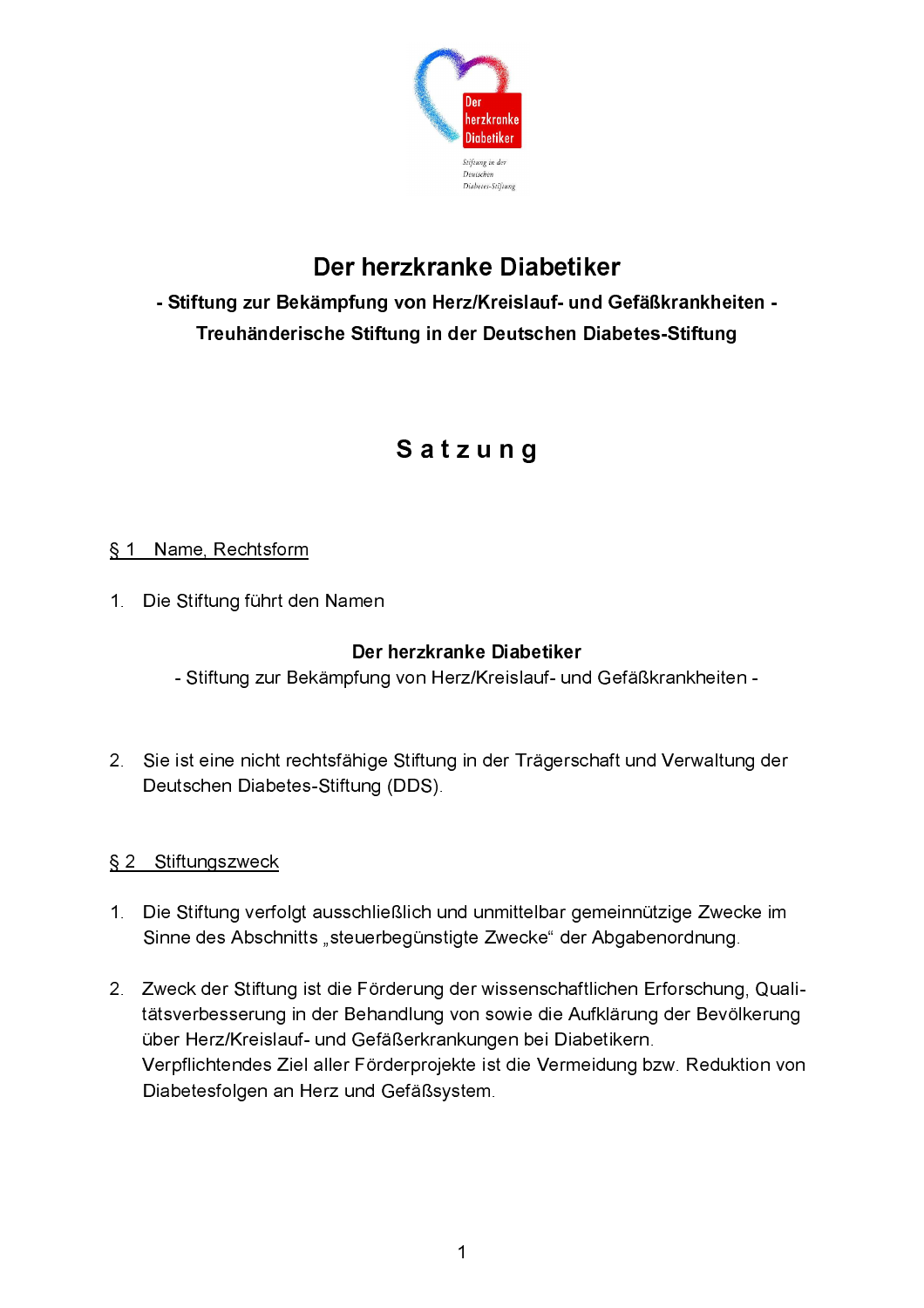# Der herzkranke Diabetiker

**- Stiftung zur Bekämpfung von Herz/Kreislauf- und Gefäßkrankheiten -**

**Treuhänderische Stiftung in der Deutschen Diabetes-Stiftung**

# S a t z u n g

## § 1 Name, Rechtsform

1. Die Stiftung führt den Namen

   **Der herzkranke Diabetiker**
   - Stiftung zur Bekämpfung von Herz/Kreislauf- und Gefäßkrankheiten -

2. Sie ist eine nicht rechtsfähige Stiftung in der Trägerschaft und Verwaltung der Deutschen Diabetes-Stiftung (DDS).

## § 2 Stiftungszweck

1. Die Stiftung verfolgt ausschließlich und unmittelbar gemeinnützige Zwecke im Sinne des Abschnitts „steuerbegünstigte Zwecke" der Abgabenordnung.

2. Zweck der Stiftung ist die Förderung der wissenschaftlichen Erforschung, Qualitätsverbesserung in der Behandlung von sowie die Aufklärung der Bevölkerung über Herz/Kreislauf- und Gefäßerkrankungen bei Diabetikern.
   Verpflichtendes Ziel aller Förderprojekte ist die Vermeidung bzw. Reduktion von Diabetesfolgen an Herz und Gefäßsystem.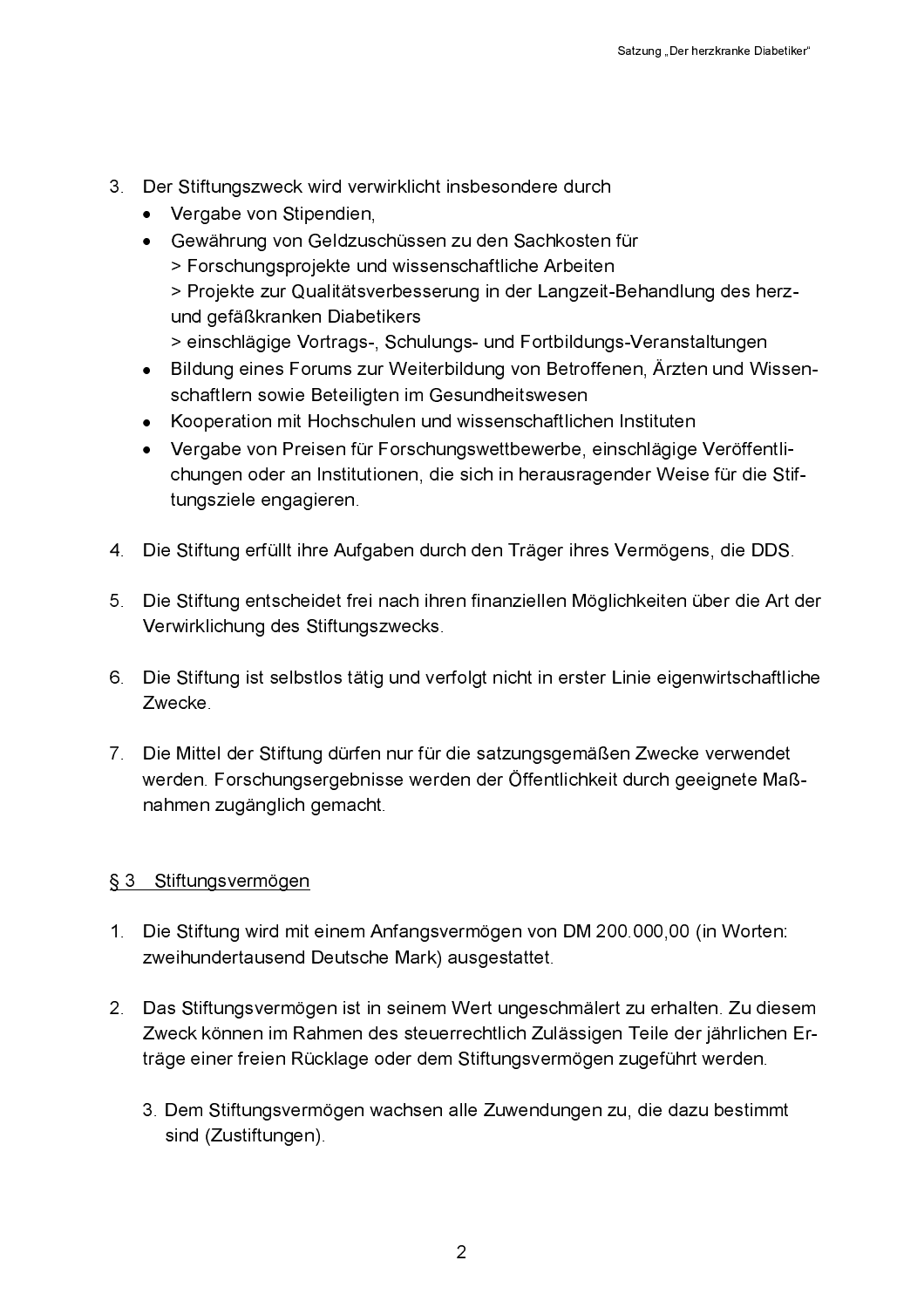3. Der Stiftungszweck wird verwirklicht insbesondere durch
   - Vergabe von Stipendien,
   - Gewährung von Geldzuschüssen zu den Sachkosten für
     > Forschungsprojekte und wissenschaftliche Arbeiten
     > Projekte zur Qualitätsverbesserung in der Langzeit-Behandlung des herz- und gefäßkranken Diabetikers
     > einschlägige Vortrags-, Schulungs- und Fortbildungs-Veranstaltungen
   - Bildung eines Forums zur Weiterbildung von Betroffenen, Ärzten und Wissenschaftlern sowie Beteiligten im Gesundheitswesen
   - Kooperation mit Hochschulen und wissenschaftlichen Instituten
   - Vergabe von Preisen für Forschungswettbewerbe, einschlägige Veröffentlichungen oder an Institutionen, die sich in herausragender Weise für die Stiftungsziele engagieren.

4. Die Stiftung erfüllt ihre Aufgaben durch den Träger ihres Vermögens, die DDS.

5. Die Stiftung entscheidet frei nach ihren finanziellen Möglichkeiten über die Art der Verwirklichung des Stiftungszwecks.

6. Die Stiftung ist selbstlos tätig und verfolgt nicht in erster Linie eigenwirtschaftliche Zwecke.

7. Die Mittel der Stiftung dürfen nur für die satzungsgemäßen Zwecke verwendet werden. Forschungsergebnisse werden der Öffentlichkeit durch geeignete Maßnahmen zugänglich gemacht.

## § 3 Stiftungsvermögen

1. Die Stiftung wird mit einem Anfangsvermögen von DM 200.000,00 (in Worten: zweihunderttausend Deutsche Mark) ausgestattet.

2. Das Stiftungsvermögen ist in seinem Wert ungeschmälert zu erhalten. Zu diesem Zweck können im Rahmen des steuerrechtlich Zulässigen Teile der jährlichen Erträge einer freien Rücklage oder dem Stiftungsvermögen zugeführt werden.

3. Dem Stiftungsvermögen wachsen alle Zuwendungen zu, die dazu bestimmt sind (Zustiftungen).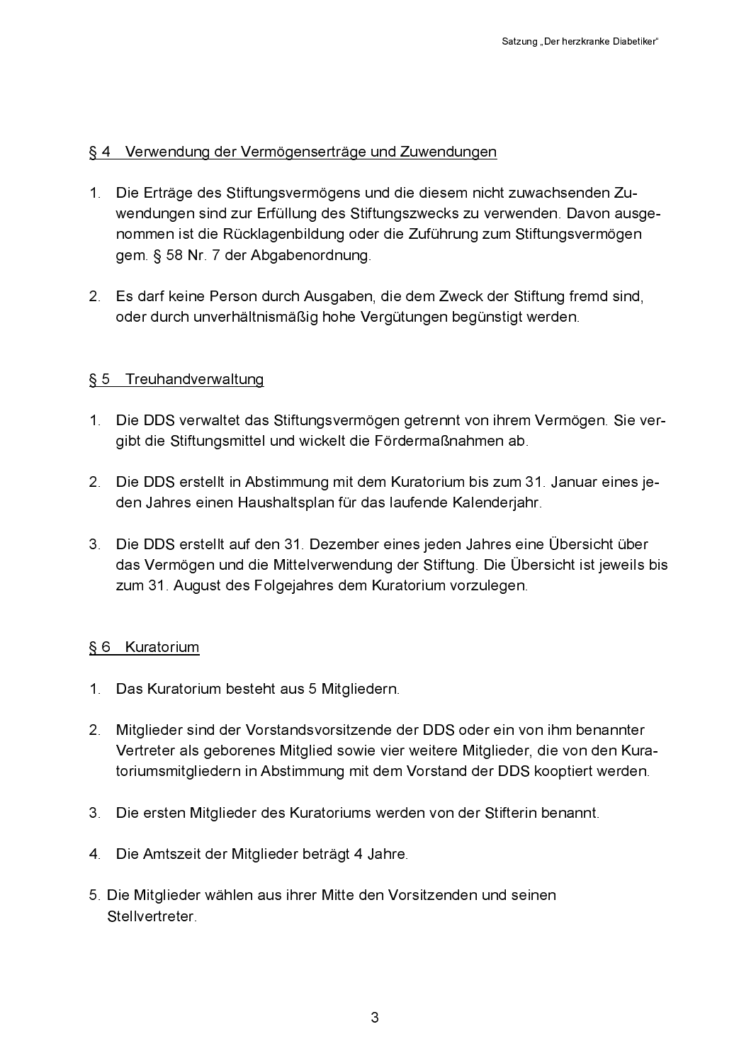## § 4 Verwendung der Vermögenserträge und Zuwendungen

1. Die Erträge des Stiftungsvermögens und die diesem nicht zuwachsenden Zuwendungen sind zur Erfüllung des Stiftungszwecks zu verwenden. Davon ausgenommen ist die Rücklagenbildung oder die Zuführung zum Stiftungsvermögen gem. § 58 Nr. 7 der Abgabenordnung.

2. Es darf keine Person durch Ausgaben, die dem Zweck der Stiftung fremd sind, oder durch unverhältnismäßig hohe Vergütungen begünstigt werden.

## § 5 Treuhandverwaltung

1. Die DDS verwaltet das Stiftungsvermögen getrennt von ihrem Vermögen. Sie vergibt die Stiftungsmittel und wickelt die Fördermaßnahmen ab.

2. Die DDS erstellt in Abstimmung mit dem Kuratorium bis zum 31. Januar eines jeden Jahres einen Haushaltsplan für das laufende Kalenderjahr.

3. Die DDS erstellt auf den 31. Dezember eines jeden Jahres eine Übersicht über das Vermögen und die Mittelverwendung der Stiftung. Die Übersicht ist jeweils bis zum 31. August des Folgejahres dem Kuratorium vorzulegen.

## § 6 Kuratorium

1. Das Kuratorium besteht aus 5 Mitgliedern.

2. Mitglieder sind der Vorstandsvorsitzende der DDS oder ein von ihm benannter Vertreter als geborenes Mitglied sowie vier weitere Mitglieder, die von den Kuratoriumsmitgliedern in Abstimmung mit dem Vorstand der DDS kooptiert werden.

3. Die ersten Mitglieder des Kuratoriums werden von der Stifterin benannt.

4. Die Amtszeit der Mitglieder beträgt 4 Jahre.

5. Die Mitglieder wählen aus ihrer Mitte den Vorsitzenden und seinen Stellvertreter.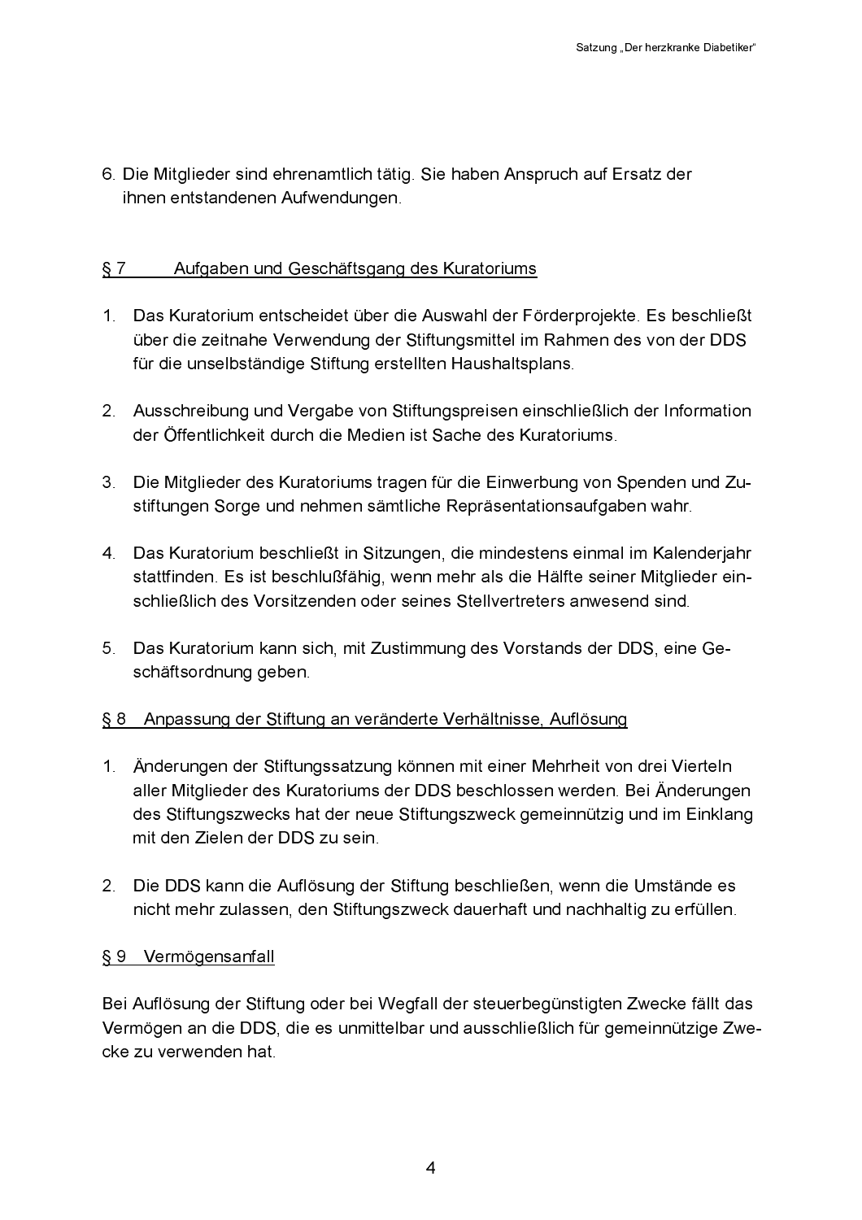6. Die Mitglieder sind ehrenamtlich tätig. Sie haben Anspruch auf Ersatz der ihnen entstandenen Aufwendungen.

## § 7 Aufgaben und Geschäftsgang des Kuratoriums

1. Das Kuratorium entscheidet über die Auswahl der Förderprojekte. Es beschließt über die zeitnahe Verwendung der Stiftungsmittel im Rahmen des von der DDS für die unselbständige Stiftung erstellten Haushaltsplans.

2. Ausschreibung und Vergabe von Stiftungspreisen einschließlich der Information der Öffentlichkeit durch die Medien ist Sache des Kuratoriums.

3. Die Mitglieder des Kuratoriums tragen für die Einwerbung von Spenden und Zustiftungen Sorge und nehmen sämtliche Repräsentationsaufgaben wahr.

4. Das Kuratorium beschließt in Sitzungen, die mindestens einmal im Kalenderjahr stattfinden. Es ist beschlußfähig, wenn mehr als die Hälfte seiner Mitglieder einschließlich des Vorsitzenden oder seines Stellvertreters anwesend sind.

5. Das Kuratorium kann sich, mit Zustimmung des Vorstands der DDS, eine Geschäftsordnung geben.

## § 8 Anpassung der Stiftung an veränderte Verhältnisse, Auflösung

1. Änderungen der Stiftungssatzung können mit einer Mehrheit von drei Vierteln aller Mitglieder des Kuratoriums der DDS beschlossen werden. Bei Änderungen des Stiftungszwecks hat der neue Stiftungszweck gemeinnützig und im Einklang mit den Zielen der DDS zu sein.

2. Die DDS kann die Auflösung der Stiftung beschließen, wenn die Umstände es nicht mehr zulassen, den Stiftungszweck dauerhaft und nachhaltig zu erfüllen.

## § 9 Vermögensanfall

Bei Auflösung der Stiftung oder bei Wegfall der steuerbegünstigten Zwecke fällt das Vermögen an die DDS, die es unmittelbar und ausschließlich für gemeinnützige Zwecke zu verwenden hat.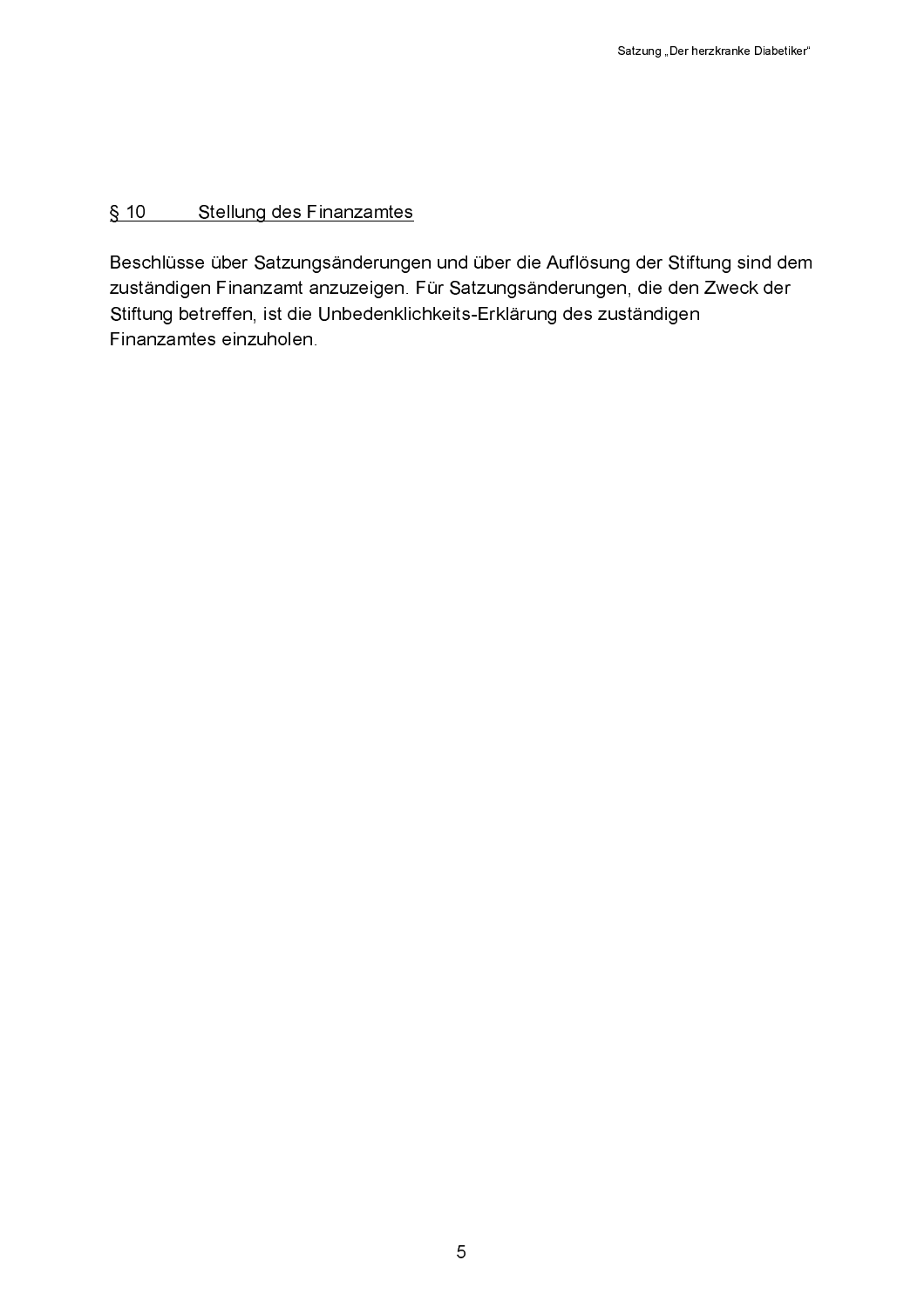## § 10 Stellung des Finanzamtes

Beschlüsse über Satzungsänderungen und über die Auflösung der Stiftung sind dem zuständigen Finanzamt anzuzeigen. Für Satzungsänderungen, die den Zweck der Stiftung betreffen, ist die Unbedenklichkeits-Erklärung des zuständigen Finanzamtes einzuholen.